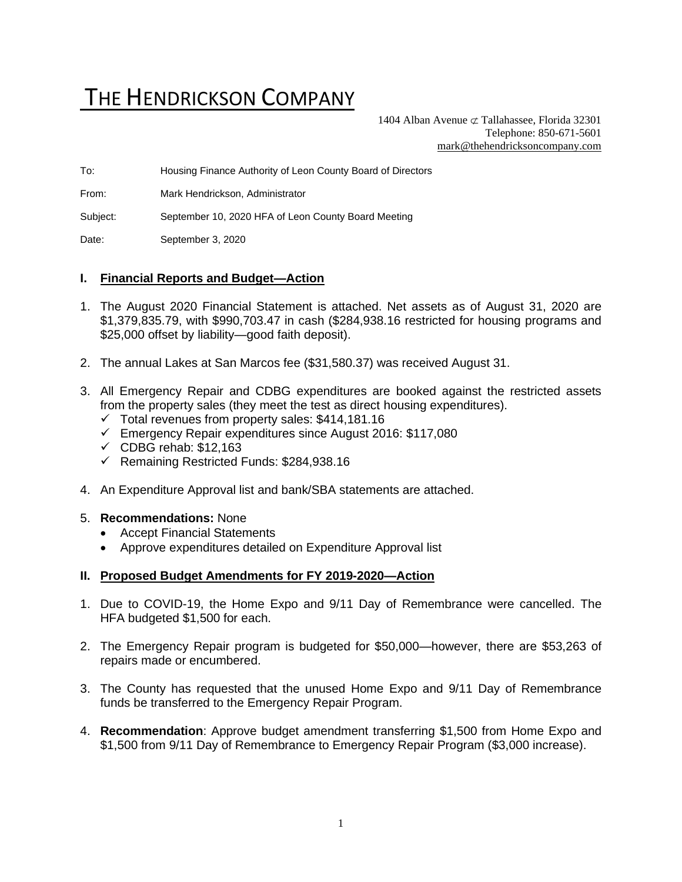# THE HENDRICKSON COMPANY

1404 Alban Avenue ⊄ Tallahassee, Florida 32301
Telephone: 850-671-5601
mark@thehendricksoncompany.com

To: Housing Finance Authority of Leon County Board of Directors

From: Mark Hendrickson, Administrator

Subject: September 10, 2020 HFA of Leon County Board Meeting

Date: September 3, 2020

## I. Financial Reports and Budget—Action

1. The August 2020 Financial Statement is attached. Net assets as of August 31, 2020 are $1,379,835.79, with $990,703.47 in cash ($284,938.16 restricted for housing programs and $25,000 offset by liability—good faith deposit).

2. The annual Lakes at San Marcos fee ($31,580.37) was received August 31.

3. All Emergency Repair and CDBG expenditures are booked against the restricted assets from the property sales (they meet the test as direct housing expenditures).
   - ✓ Total revenues from property sales: $414,181.16
   - ✓ Emergency Repair expenditures since August 2016: $117,080
   - ✓ CDBG rehab: $12,163
   - ✓ Remaining Restricted Funds: $284,938.16

4. An Expenditure Approval list and bank/SBA statements are attached.

5. **Recommendations:** None
   - Accept Financial Statements
   - Approve expenditures detailed on Expenditure Approval list

## II. Proposed Budget Amendments for FY 2019-2020—Action

1. Due to COVID-19, the Home Expo and 9/11 Day of Remembrance were cancelled. The HFA budgeted $1,500 for each.

2. The Emergency Repair program is budgeted for $50,000—however, there are $53,263 of repairs made or encumbered.

3. The County has requested that the unused Home Expo and 9/11 Day of Remembrance funds be transferred to the Emergency Repair Program.

4. **Recommendation**: Approve budget amendment transferring $1,500 from Home Expo and $1,500 from 9/11 Day of Remembrance to Emergency Repair Program ($3,000 increase).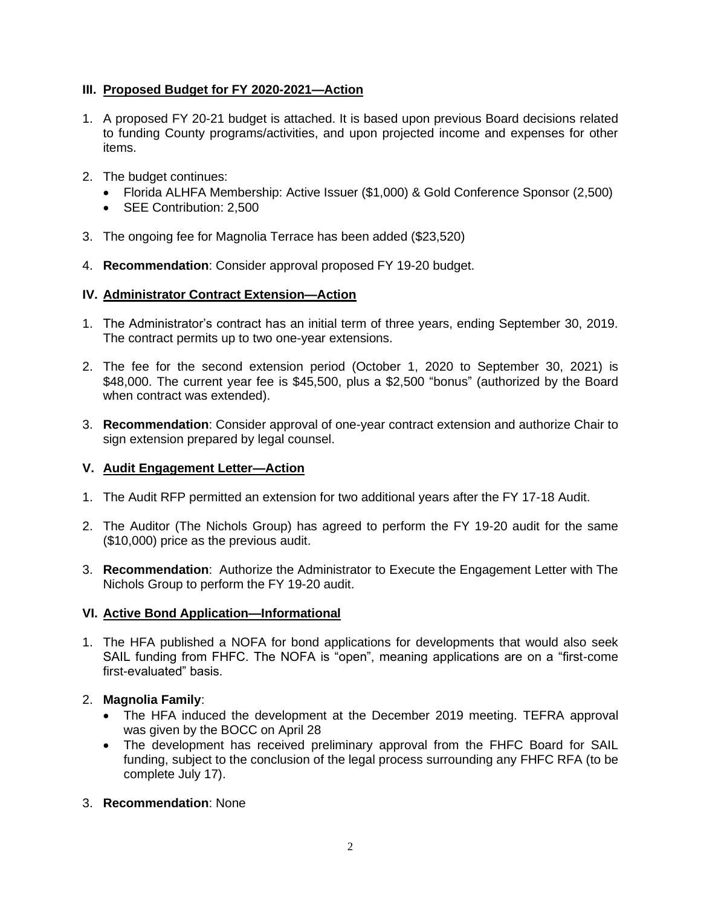### III. Proposed Budget for FY 2020-2021—Action

1. A proposed FY 20-21 budget is attached. It is based upon previous Board decisions related to funding County programs/activities, and upon projected income and expenses for other items.
2. The budget continues:
   - Florida ALHFA Membership: Active Issuer ($1,000) & Gold Conference Sponsor (2,500)
   - SEE Contribution: 2,500
3. The ongoing fee for Magnolia Terrace has been added ($23,520)
4. **Recommendation**: Consider approval proposed FY 19-20 budget.

### IV. Administrator Contract Extension—Action

1. The Administrator's contract has an initial term of three years, ending September 30, 2019. The contract permits up to two one-year extensions.
2. The fee for the second extension period (October 1, 2020 to September 30, 2021) is $48,000. The current year fee is $45,500, plus a $2,500 "bonus" (authorized by the Board when contract was extended).
3. **Recommendation**: Consider approval of one-year contract extension and authorize Chair to sign extension prepared by legal counsel.

### V. Audit Engagement Letter—Action

1. The Audit RFP permitted an extension for two additional years after the FY 17-18 Audit.
2. The Auditor (The Nichols Group) has agreed to perform the FY 19-20 audit for the same ($10,000) price as the previous audit.
3. **Recommendation**: Authorize the Administrator to Execute the Engagement Letter with The Nichols Group to perform the FY 19-20 audit.

### VI. Active Bond Application—Informational

1. The HFA published a NOFA for bond applications for developments that would also seek SAIL funding from FHFC. The NOFA is "open", meaning applications are on a "first-come first-evaluated" basis.
2. **Magnolia Family**:
   - The HFA induced the development at the December 2019 meeting. TEFRA approval was given by the BOCC on April 28
   - The development has received preliminary approval from the FHFC Board for SAIL funding, subject to the conclusion of the legal process surrounding any FHFC RFA (to be complete July 17).
3. **Recommendation**: None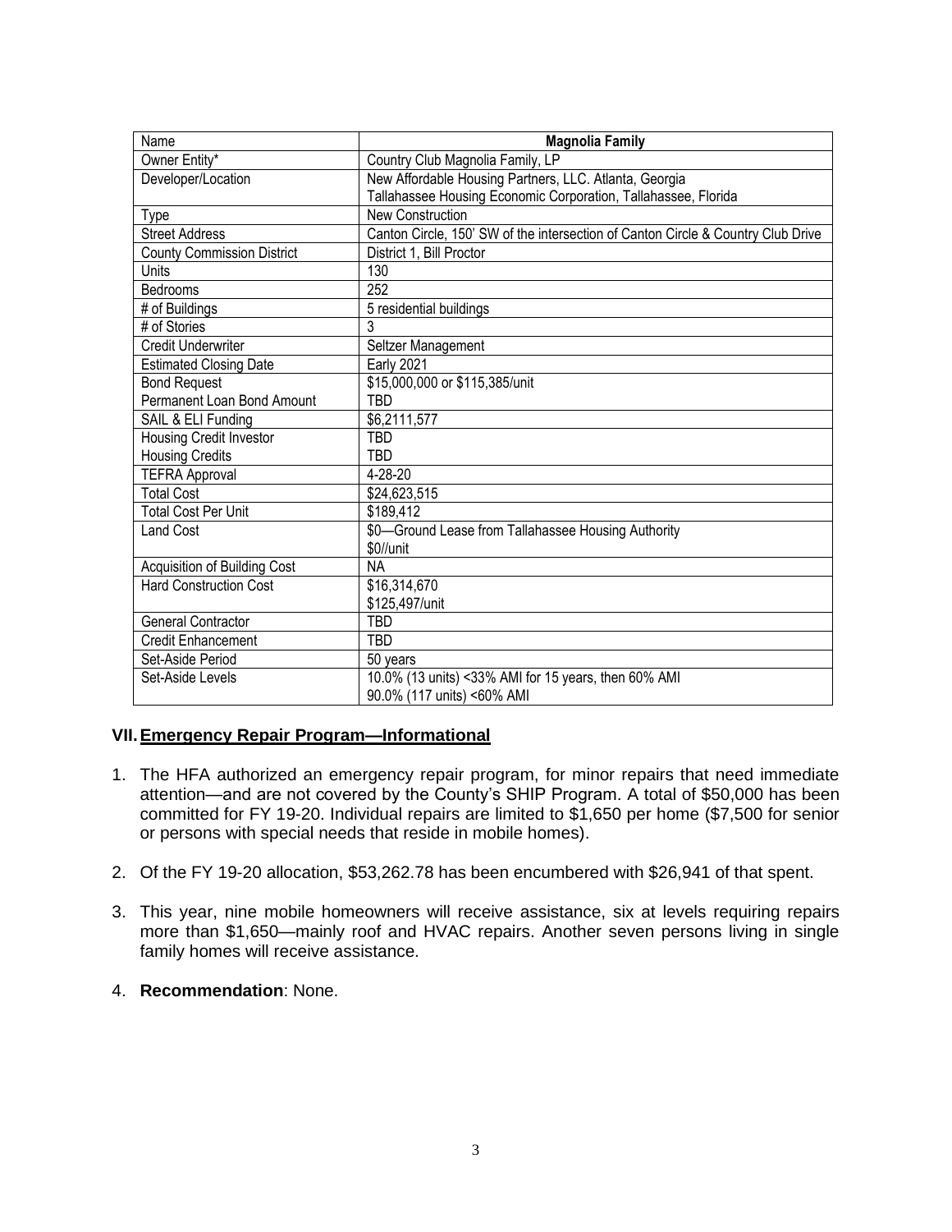| Name | **Magnolia Family** |
|---|---|
| Owner Entity* | Country Club Magnolia Family, LP |
| Developer/Location | New Affordable Housing Partners, LLC. Atlanta, Georgia<br>Tallahassee Housing Economic Corporation, Tallahassee, Florida |
| Type | New Construction |
| Street Address | Canton Circle, 150' SW of the intersection of Canton Circle & Country Club Drive |
| County Commission District | District 1, Bill Proctor |
| Units | 130 |
| Bedrooms | 252 |
| # of Buildings | 5 residential buildings |
| # of Stories | 3 |
| Credit Underwriter | Seltzer Management |
| Estimated Closing Date | Early 2021 |
| Bond Request | $15,000,000 or $115,385/unit |
| Permanent Loan Bond Amount | TBD |
| SAIL & ELI Funding | $6,2111,577 |
| Housing Credit Investor | TBD |
| Housing Credits | TBD |
| TEFRA Approval | 4-28-20 |
| Total Cost | $24,623,515 |
| Total Cost Per Unit | $189,412 |
| Land Cost | $0—Ground Lease from Tallahassee Housing Authority<br>$0//unit |
| Acquisition of Building Cost | NA |
| Hard Construction Cost | $16,314,670<br>$125,497/unit |
| General Contractor | TBD |
| Credit Enhancement | TBD |
| Set-Aside Period | 50 years |
| Set-Aside Levels | 10.0% (13 units) <33% AMI for 15 years, then 60% AMI<br>90.0% (117 units) <60% AMI |

## VII. Emergency Repair Program—Informational

1. The HFA authorized an emergency repair program, for minor repairs that need immediate attention—and are not covered by the County's SHIP Program. A total of $50,000 has been committed for FY 19-20. Individual repairs are limited to $1,650 per home ($7,500 for senior or persons with special needs that reside in mobile homes).

2. Of the FY 19-20 allocation, $53,262.78 has been encumbered with $26,941 of that spent.

3. This year, nine mobile homeowners will receive assistance, six at levels requiring repairs more than $1,650—mainly roof and HVAC repairs. Another seven persons living in single family homes will receive assistance.

4. **Recommendation**: None.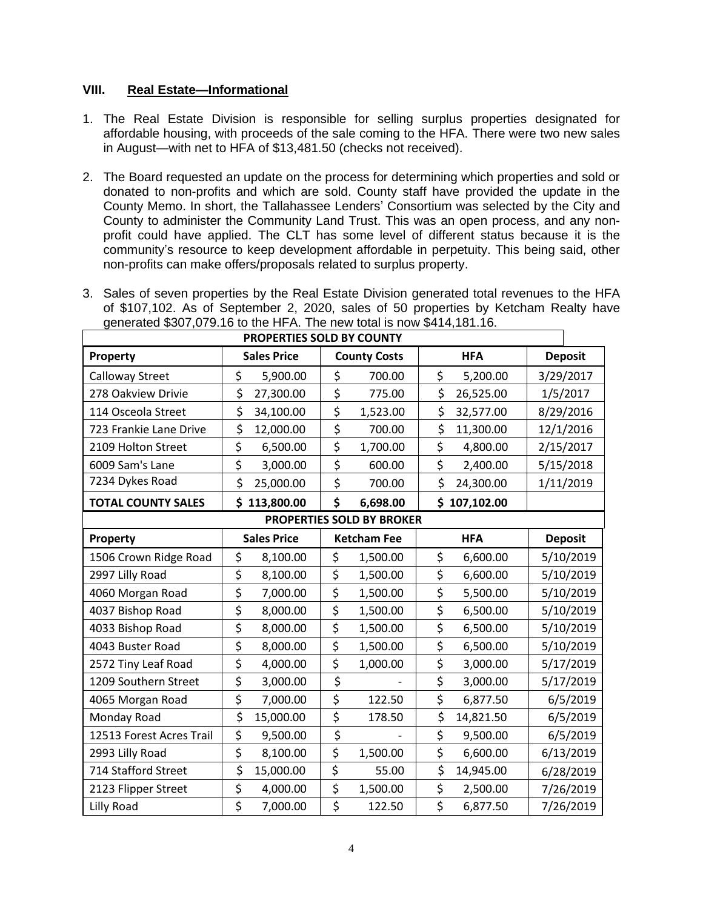## VIII. Real Estate—Informational

1. The Real Estate Division is responsible for selling surplus properties designated for affordable housing, with proceeds of the sale coming to the HFA. There were two new sales in August—with net to HFA of $13,481.50 (checks not received).

2. The Board requested an update on the process for determining which properties and sold or donated to non-profits and which are sold. County staff have provided the update in the County Memo. In short, the Tallahassee Lenders' Consortium was selected by the City and County to administer the Community Land Trust. This was an open process, and any non-profit could have applied. The CLT has some level of different status because it is the community's resource to keep development affordable in perpetuity. This being said, other non-profits can make offers/proposals related to surplus property.

3. Sales of seven properties by the Real Estate Division generated total revenues to the HFA of $107,102. As of September 2, 2020, sales of 50 properties by Ketcham Realty have generated $307,079.16 to the HFA. The new total is now $414,181.16.

| PROPERTIES SOLD BY COUNTY | | | | |
|---|---|---|---|---|
| **Property** | **Sales Price** | **County Costs** | **HFA** | **Deposit** |
| Calloway Street | $ 5,900.00 | $ 700.00 | $ 5,200.00 | 3/29/2017 |
| 278 Oakview Drivie | $ 27,300.00 | $ 775.00 | $ 26,525.00 | 1/5/2017 |
| 114 Osceola Street | $ 34,100.00 | $ 1,523.00 | $ 32,577.00 | 8/29/2016 |
| 723 Frankie Lane Drive | $ 12,000.00 | $ 700.00 | $ 11,300.00 | 12/1/2016 |
| 2109 Holton Street | $ 6,500.00 | $ 1,700.00 | $ 4,800.00 | 2/15/2017 |
| 6009 Sam's Lane | $ 3,000.00 | $ 600.00 | $ 2,400.00 | 5/15/2018 |
| 7234 Dykes Road | $ 25,000.00 | $ 700.00 | $ 24,300.00 | 1/11/2019 |
| **TOTAL COUNTY SALES** | **$ 113,800.00** | **$ 6,698.00** | **$ 107,102.00** | |
| **PROPERTIES SOLD BY BROKER** | | | | |
| **Property** | **Sales Price** | **Ketcham Fee** | **HFA** | **Deposit** |
| 1506 Crown Ridge Road | $ 8,100.00 | $ 1,500.00 | $ 6,600.00 | 5/10/2019 |
| 2997 Lilly Road | $ 8,100.00 | $ 1,500.00 | $ 6,600.00 | 5/10/2019 |
| 4060 Morgan Road | $ 7,000.00 | $ 1,500.00 | $ 5,500.00 | 5/10/2019 |
| 4037 Bishop Road | $ 8,000.00 | $ 1,500.00 | $ 6,500.00 | 5/10/2019 |
| 4033 Bishop Road | $ 8,000.00 | $ 1,500.00 | $ 6,500.00 | 5/10/2019 |
| 4043 Buster Road | $ 8,000.00 | $ 1,500.00 | $ 6,500.00 | 5/10/2019 |
| 2572 Tiny Leaf Road | $ 4,000.00 | $ 1,000.00 | $ 3,000.00 | 5/17/2019 |
| 1209 Southern Street | $ 3,000.00 | $ - | $ 3,000.00 | 5/17/2019 |
| 4065 Morgan Road | $ 7,000.00 | $ 122.50 | $ 6,877.50 | 6/5/2019 |
| Monday Road | $ 15,000.00 | $ 178.50 | $ 14,821.50 | 6/5/2019 |
| 12513 Forest Acres Trail | $ 9,500.00 | $ - | $ 9,500.00 | 6/5/2019 |
| 2993 Lilly Road | $ 8,100.00 | $ 1,500.00 | $ 6,600.00 | 6/13/2019 |
| 714 Stafford Street | $ 15,000.00 | $ 55.00 | $ 14,945.00 | 6/28/2019 |
| 2123 Flipper Street | $ 4,000.00 | $ 1,500.00 | $ 2,500.00 | 7/26/2019 |
| Lilly Road | $ 7,000.00 | $ 122.50 | $ 6,877.50 | 7/26/2019 |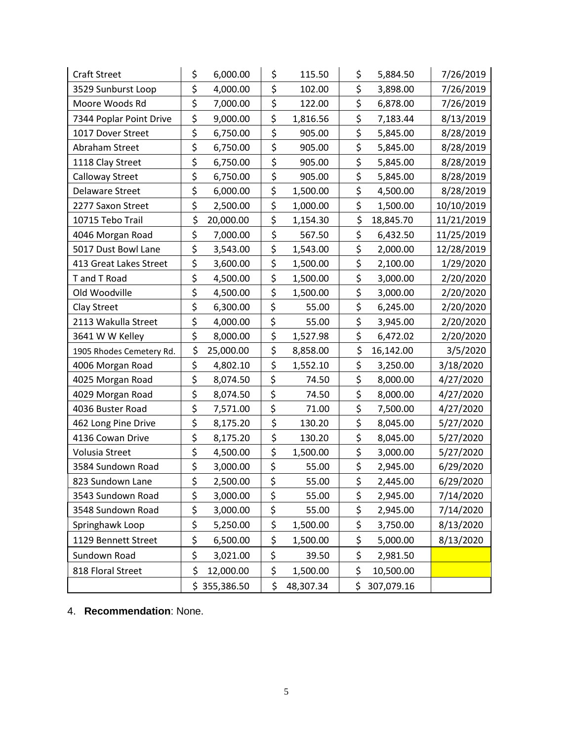| Craft Street | $ 6,000.00 | $ 115.50 | $ 5,884.50 | 7/26/2019 |
|---|---|---|---|---|
| 3529 Sunburst Loop | $ 4,000.00 | $ 102.00 | $ 3,898.00 | 7/26/2019 |
| Moore Woods Rd | $ 7,000.00 | $ 122.00 | $ 6,878.00 | 7/26/2019 |
| 7344 Poplar Point Drive | $ 9,000.00 | $ 1,816.56 | $ 7,183.44 | 8/13/2019 |
| 1017 Dover Street | $ 6,750.00 | $ 905.00 | $ 5,845.00 | 8/28/2019 |
| Abraham Street | $ 6,750.00 | $ 905.00 | $ 5,845.00 | 8/28/2019 |
| 1118 Clay Street | $ 6,750.00 | $ 905.00 | $ 5,845.00 | 8/28/2019 |
| Calloway Street | $ 6,750.00 | $ 905.00 | $ 5,845.00 | 8/28/2019 |
| Delaware Street | $ 6,000.00 | $ 1,500.00 | $ 4,500.00 | 8/28/2019 |
| 2277 Saxon Street | $ 2,500.00 | $ 1,000.00 | $ 1,500.00 | 10/10/2019 |
| 10715 Tebo Trail | $ 20,000.00 | $ 1,154.30 | $ 18,845.70 | 11/21/2019 |
| 4046 Morgan Road | $ 7,000.00 | $ 567.50 | $ 6,432.50 | 11/25/2019 |
| 5017 Dust Bowl Lane | $ 3,543.00 | $ 1,543.00 | $ 2,000.00 | 12/28/2019 |
| 413 Great Lakes Street | $ 3,600.00 | $ 1,500.00 | $ 2,100.00 | 1/29/2020 |
| T and T Road | $ 4,500.00 | $ 1,500.00 | $ 3,000.00 | 2/20/2020 |
| Old Woodville | $ 4,500.00 | $ 1,500.00 | $ 3,000.00 | 2/20/2020 |
| Clay Street | $ 6,300.00 | $ 55.00 | $ 6,245.00 | 2/20/2020 |
| 2113 Wakulla Street | $ 4,000.00 | $ 55.00 | $ 3,945.00 | 2/20/2020 |
| 3641 W W Kelley | $ 8,000.00 | $ 1,527.98 | $ 6,472.02 | 2/20/2020 |
| 1905 Rhodes Cemetery Rd. | $ 25,000.00 | $ 8,858.00 | $ 16,142.00 | 3/5/2020 |
| 4006 Morgan Road | $ 4,802.10 | $ 1,552.10 | $ 3,250.00 | 3/18/2020 |
| 4025 Morgan Road | $ 8,074.50 | $ 74.50 | $ 8,000.00 | 4/27/2020 |
| 4029 Morgan Road | $ 8,074.50 | $ 74.50 | $ 8,000.00 | 4/27/2020 |
| 4036 Buster Road | $ 7,571.00 | $ 71.00 | $ 7,500.00 | 4/27/2020 |
| 462 Long Pine Drive | $ 8,175.20 | $ 130.20 | $ 8,045.00 | 5/27/2020 |
| 4136 Cowan Drive | $ 8,175.20 | $ 130.20 | $ 8,045.00 | 5/27/2020 |
| Volusia Street | $ 4,500.00 | $ 1,500.00 | $ 3,000.00 | 5/27/2020 |
| 3584 Sundown Road | $ 3,000.00 | $ 55.00 | $ 2,945.00 | 6/29/2020 |
| 823 Sundown Lane | $ 2,500.00 | $ 55.00 | $ 2,445.00 | 6/29/2020 |
| 3543 Sundown Road | $ 3,000.00 | $ 55.00 | $ 2,945.00 | 7/14/2020 |
| 3548 Sundown Road | $ 3,000.00 | $ 55.00 | $ 2,945.00 | 7/14/2020 |
| Springhawk Loop | $ 5,250.00 | $ 1,500.00 | $ 3,750.00 | 8/13/2020 |
| 1129 Bennett Street | $ 6,500.00 | $ 1,500.00 | $ 5,000.00 | 8/13/2020 |
| Sundown Road | $ 3,021.00 | $ 39.50 | $ 2,981.50 | |
| 818 Floral Street | $ 12,000.00 | $ 1,500.00 | $ 10,500.00 | |
| | $ 355,386.50 | $ 48,307.34 | $ 307,079.16 | |

4. **Recommendation**: None.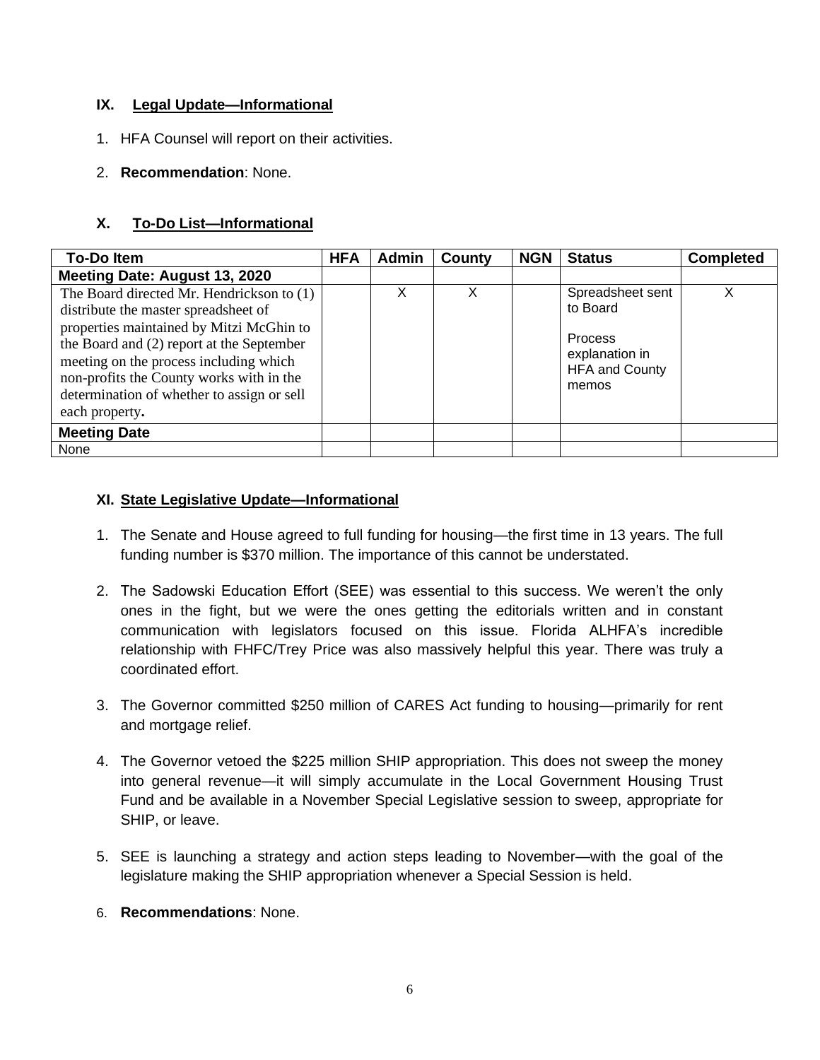## IX. Legal Update—Informational

1. HFA Counsel will report on their activities.
2. **Recommendation**: None.

## X. To-Do List—Informational

| To-Do Item | HFA | Admin | County | NGN | Status | Completed |
|---|---|---|---|---|---|---|
| **Meeting Date: August 13, 2020** | | | | | | |
| The Board directed Mr. Hendrickson to (1) distribute the master spreadsheet of properties maintained by Mitzi McGhin to the Board and (2) report at the September meeting on the process including which non-profits the County works with in the determination of whether to assign or sell each property**.** | | X | X | | Spreadsheet sent to Board<br><br>Process explanation in HFA and County memos | X |
| **Meeting Date** | | | | | | |
| None | | | | | | |

## XI. State Legislative Update—Informational

1. The Senate and House agreed to full funding for housing—the first time in 13 years. The full funding number is $370 million. The importance of this cannot be understated.
2. The Sadowski Education Effort (SEE) was essential to this success. We weren't the only ones in the fight, but we were the ones getting the editorials written and in constant communication with legislators focused on this issue. Florida ALHFA's incredible relationship with FHFC/Trey Price was also massively helpful this year. There was truly a coordinated effort.
3. The Governor committed $250 million of CARES Act funding to housing—primarily for rent and mortgage relief.
4. The Governor vetoed the $225 million SHIP appropriation. This does not sweep the money into general revenue—it will simply accumulate in the Local Government Housing Trust Fund and be available in a November Special Legislative session to sweep, appropriate for SHIP, or leave.
5. SEE is launching a strategy and action steps leading to November—with the goal of the legislature making the SHIP appropriation whenever a Special Session is held.
6. **Recommendations**: None.